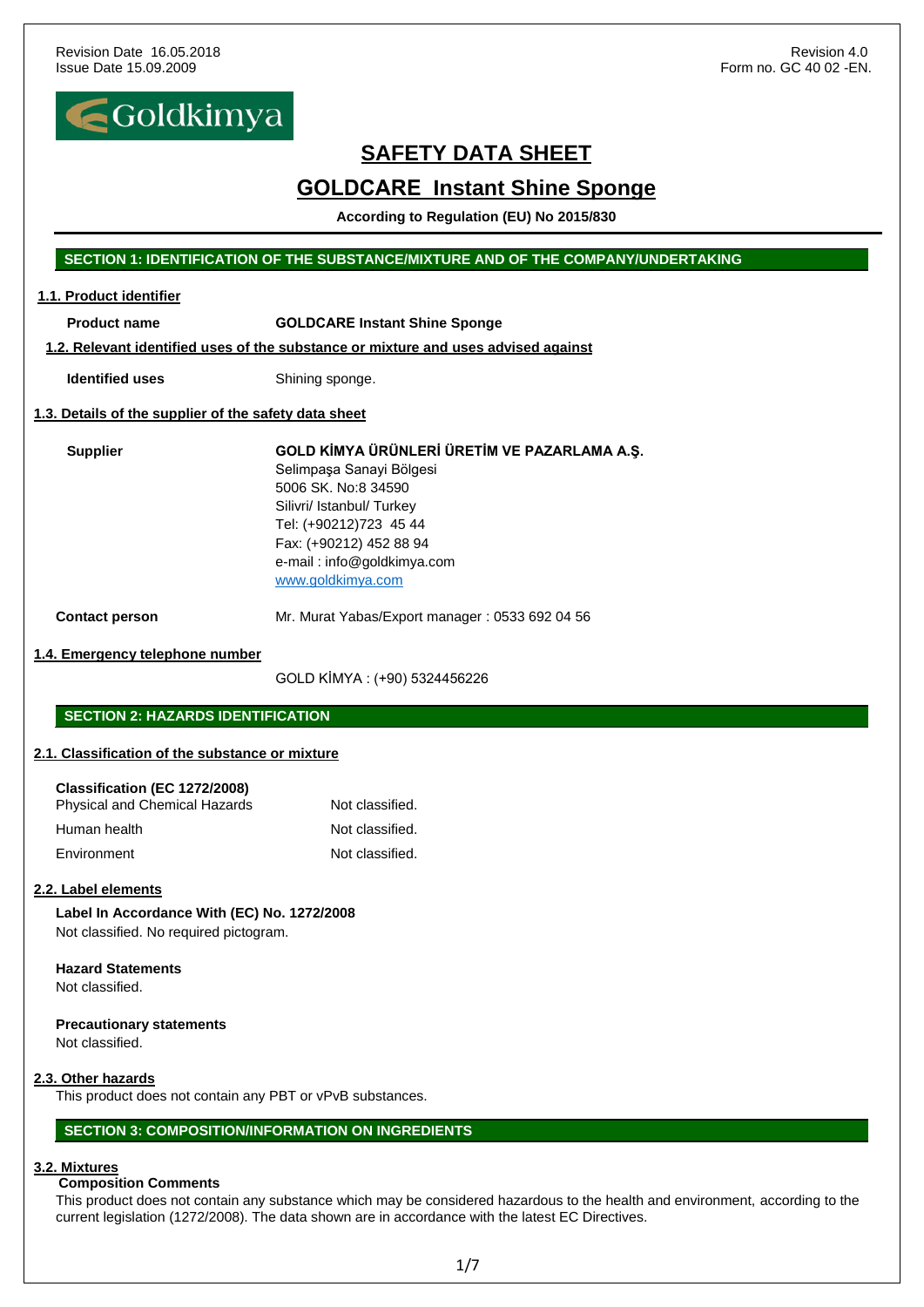Revision Date 16.05.2018
Issue Date 15.09.2009

Revision 4.0
Form no. GC 40 02 -EN.

Goldkimya

# SAFETY DATA SHEET

## GOLDCARE Instant Shine Sponge

**According to Regulation (EU) No 2015/830**

## SECTION 1: IDENTIFICATION OF THE SUBSTANCE/MIXTURE AND OF THE COMPANY/UNDERTAKING

### 1.1. Product identifier

**Product name** — **GOLDCARE Instant Shine Sponge**

### 1.2. Relevant identified uses of the substance or mixture and uses advised against

**Identified uses** — Shining sponge.

### 1.3. Details of the supplier of the safety data sheet

**Supplier**

**GOLD KİMYA ÜRÜNLERİ ÜRETİM VE PAZARLAMA A.Ş.**
Selimpaşa Sanayi Bölgesi
5006 SK. No:8 34590
Silivri/ Istanbul/ Turkey
Tel: (+90212)723 45 44
Fax: (+90212) 452 88 94
e-mail : info@goldkimya.com
www.goldkimya.com

**Contact person** — Mr. Murat Yabas/Export manager : 0533 692 04 56

### 1.4. Emergency telephone number

GOLD KİMYA : (+90) 5324456226

## SECTION 2: HAZARDS IDENTIFICATION

### 2.1. Classification of the substance or mixture

**Classification (EC 1272/2008)**

| | |
|---|---|
| Physical and Chemical Hazards | Not classified. |
| Human health | Not classified. |
| Environment | Not classified. |

### 2.2. Label elements

**Label In Accordance With (EC) No. 1272/2008**
Not classified. No required pictogram.

**Hazard Statements**
Not classified.

**Precautionary statements**
Not classified.

### 2.3. Other hazards

This product does not contain any PBT or vPvB substances.

## SECTION 3: COMPOSITION/INFORMATION ON INGREDIENTS

### 3.2. Mixtures

**Composition Comments**
This product does not contain any substance which may be considered hazardous to the health and environment, according to the current legislation (1272/2008). The data shown are in accordance with the latest EC Directives.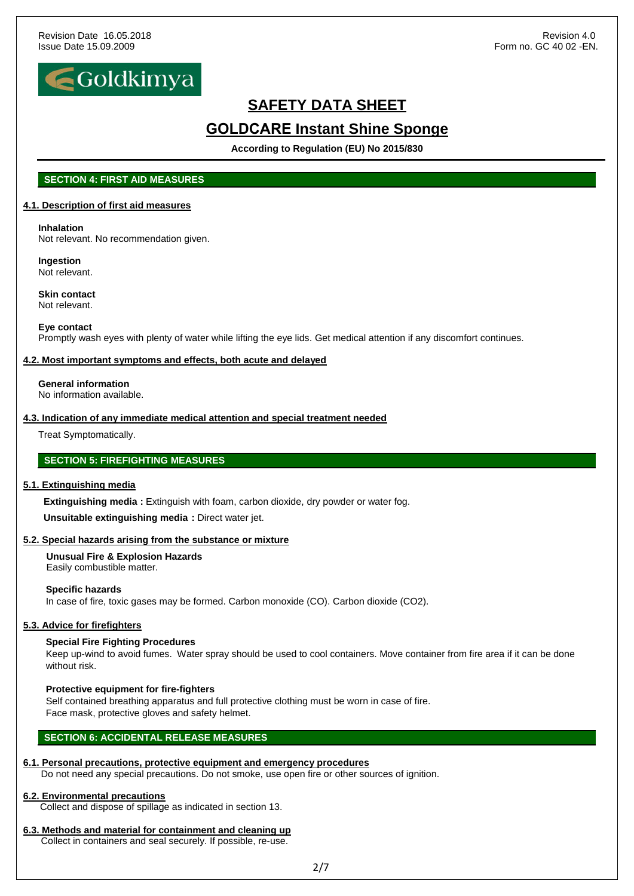## SECTION 4: FIRST AID MEASURES

### 4.1. Description of first aid measures

**Inhalation**
Not relevant. No recommendation given.

**Ingestion**
Not relevant.

**Skin contact**
Not relevant.

**Eye contact**
Promptly wash eyes with plenty of water while lifting the eye lids. Get medical attention if any discomfort continues.

### 4.2. Most important symptoms and effects, both acute and delayed

**General information**
No information available.

### 4.3. Indication of any immediate medical attention and special treatment needed

Treat Symptomatically.

## SECTION 5: FIREFIGHTING MEASURES

### 5.1. Extinguishing media

**Extinguishing media :** Extinguish with foam, carbon dioxide, dry powder or water fog.

**Unsuitable extinguishing media :** Direct water jet.

### 5.2. Special hazards arising from the substance or mixture

**Unusual Fire & Explosion Hazards**
Easily combustible matter.

**Specific hazards**
In case of fire, toxic gases may be formed. Carbon monoxide (CO). Carbon dioxide ($CO_2$).

### 5.3. Advice for firefighters

**Special Fire Fighting Procedures**
Keep up-wind to avoid fumes. Water spray should be used to cool containers. Move container from fire area if it can be done without risk.

**Protective equipment for fire-fighters**
Self contained breathing apparatus and full protective clothing must be worn in case of fire.
Face mask, protective gloves and safety helmet.

## SECTION 6: ACCIDENTAL RELEASE MEASURES

### 6.1. Personal precautions, protective equipment and emergency procedures

Do not need any special precautions. Do not smoke, use open fire or other sources of ignition.

### 6.2. Environmental precautions

Collect and dispose of spillage as indicated in section 13.

### 6.3. Methods and material for containment and cleaning up

Collect in containers and seal securely. If possible, re-use.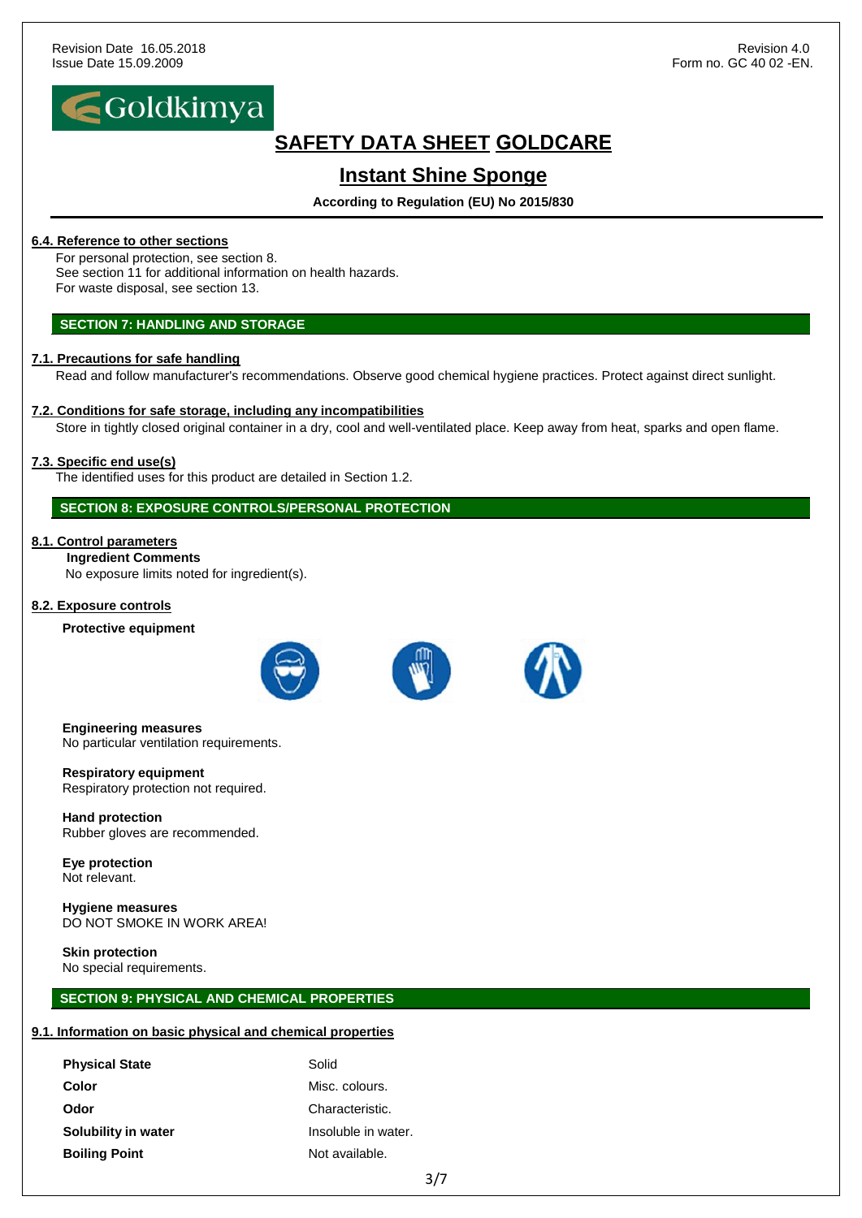## 6.4. Reference to other sections

For personal protection, see section 8.
See section 11 for additional information on health hazards.
For waste disposal, see section 13.

## SECTION 7: HANDLING AND STORAGE

### 7.1. Precautions for safe handling

Read and follow manufacturer's recommendations. Observe good chemical hygiene practices. Protect against direct sunlight.

### 7.2. Conditions for safe storage, including any incompatibilities

Store in tightly closed original container in a dry, cool and well-ventilated place. Keep away from heat, sparks and open flame.

### 7.3. Specific end use(s)

The identified uses for this product are detailed in Section 1.2.

## SECTION 8: EXPOSURE CONTROLS/PERSONAL PROTECTION

### 8.1. Control parameters

**Ingredient Comments**
No exposure limits noted for ingredient(s).

### 8.2. Exposure controls

**Protective equipment**

**Engineering measures**
No particular ventilation requirements.

**Respiratory equipment**
Respiratory protection not required.

**Hand protection**
Rubber gloves are recommended.

**Eye protection**
Not relevant.

**Hygiene measures**
DO NOT SMOKE IN WORK AREA!

**Skin protection**
No special requirements.

## SECTION 9: PHYSICAL AND CHEMICAL PROPERTIES

### 9.1. Information on basic physical and chemical properties

| | |
|---|---|
| **Physical State** | Solid |
| **Color** | Misc. colours. |
| **Odor** | Characteristic. |
| **Solubility in water** | Insoluble in water. |
| **Boiling Point** | Not available. |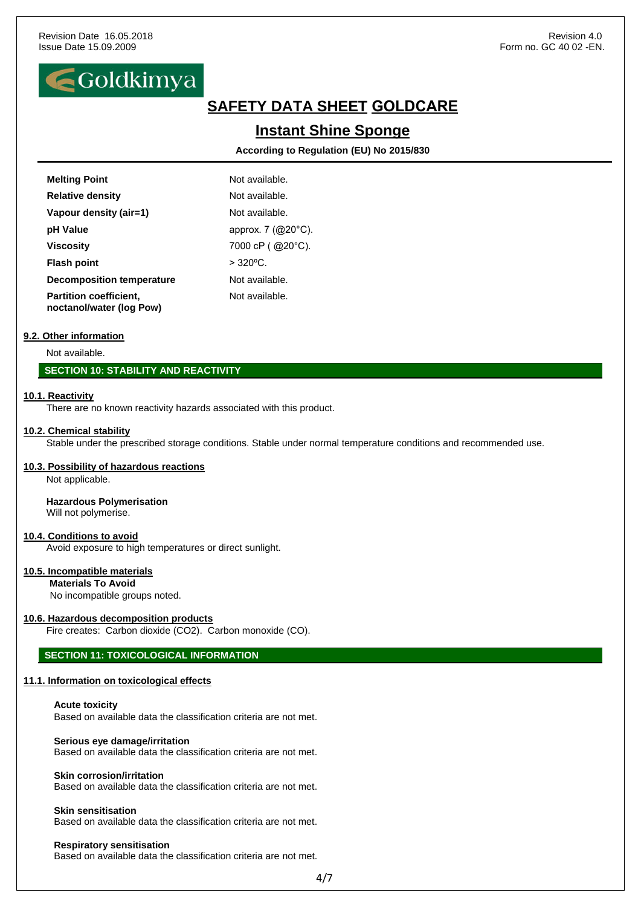| Property | Value |
| --- | --- |
| **Melting Point** | Not available. |
| **Relative density** | Not available. |
| **Vapour density (air=1)** | Not available. |
| **pH Value** | approx. 7 (@20°C). |
| **Viscosity** | 7000 cP ( @20°C). |
| **Flash point** | > 320ºC. |
| **Decomposition temperature** | Not available. |
| **Partition coefficient, noctanol/water (log Pow)** | Not available. |

### 9.2. Other information

Not available.

## SECTION 10: STABILITY AND REACTIVITY

### 10.1. Reactivity

There are no known reactivity hazards associated with this product.

### 10.2. Chemical stability

Stable under the prescribed storage conditions. Stable under normal temperature conditions and recommended use.

### 10.3. Possibility of hazardous reactions

Not applicable.

**Hazardous Polymerisation**
Will not polymerise.

### 10.4. Conditions to avoid

Avoid exposure to high temperatures or direct sunlight.

### 10.5. Incompatible materials

**Materials To Avoid**
No incompatible groups noted.

### 10.6. Hazardous decomposition products

Fire creates: Carbon dioxide ($CO_2$). Carbon monoxide (CO).

## SECTION 11: TOXICOLOGICAL INFORMATION

### 11.1. Information on toxicological effects

**Acute toxicity**
Based on available data the classification criteria are not met.

**Serious eye damage/irritation**
Based on available data the classification criteria are not met.

**Skin corrosion/irritation**
Based on available data the classification criteria are not met.

**Skin sensitisation**
Based on available data the classification criteria are not met.

**Respiratory sensitisation**
Based on available data the classification criteria are not met.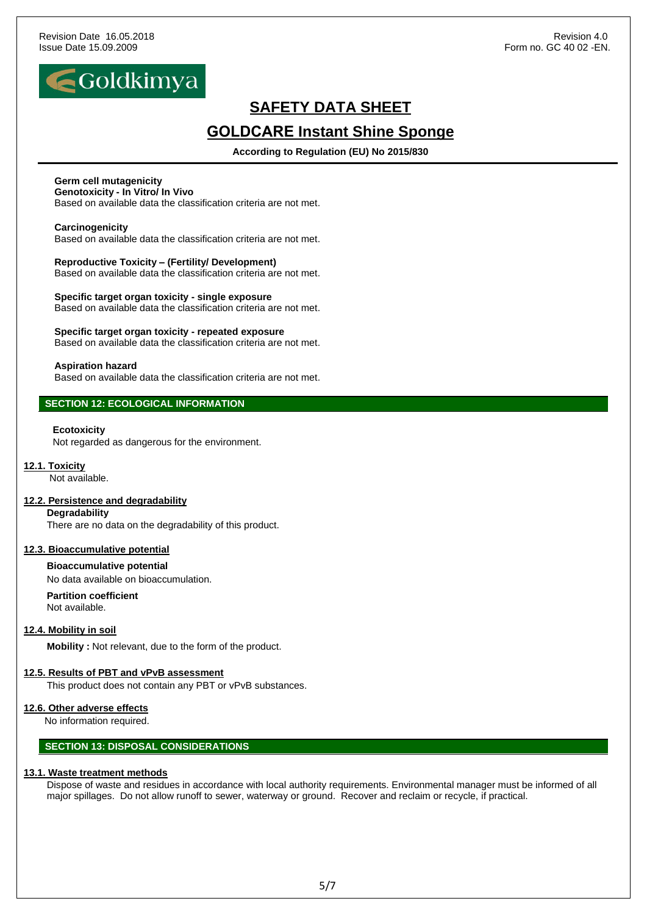**Germ cell mutagenicity**
**Genotoxicity - In Vitro/ In Vivo**
Based on available data the classification criteria are not met.

**Carcinogenicity**
Based on available data the classification criteria are not met.

**Reproductive Toxicity – (Fertility/ Development)**
Based on available data the classification criteria are not met.

**Specific target organ toxicity - single exposure**
Based on available data the classification criteria are not met.

**Specific target organ toxicity - repeated exposure**
Based on available data the classification criteria are not met.

**Aspiration hazard**
Based on available data the classification criteria are not met.

## SECTION 12: ECOLOGICAL INFORMATION

**Ecotoxicity**
Not regarded as dangerous for the environment.

### 12.1. Toxicity

Not available.

### 12.2. Persistence and degradability

**Degradability**
There are no data on the degradability of this product.

### 12.3. Bioaccumulative potential

**Bioaccumulative potential**
No data available on bioaccumulation.

**Partition coefficient**
Not available.

### 12.4. Mobility in soil

**Mobility :** Not relevant, due to the form of the product.

### 12.5. Results of PBT and vPvB assessment

This product does not contain any PBT or vPvB substances.

### 12.6. Other adverse effects

No information required.

## SECTION 13: DISPOSAL CONSIDERATIONS

### 13.1. Waste treatment methods

Dispose of waste and residues in accordance with local authority requirements. Environmental manager must be informed of all major spillages. Do not allow runoff to sewer, waterway or ground. Recover and reclaim or recycle, if practical.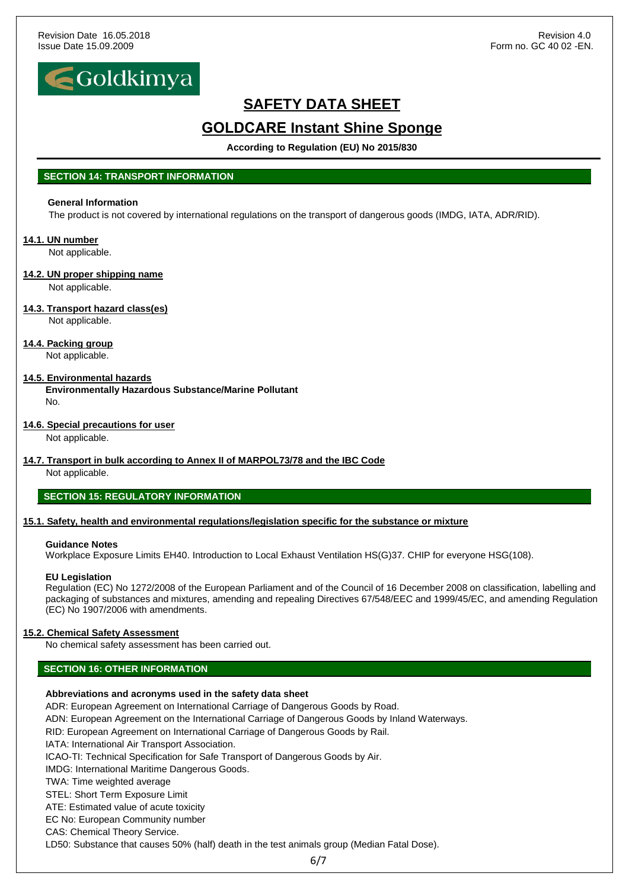## SECTION 14: TRANSPORT INFORMATION

**General Information**

The product is not covered by international regulations on the transport of dangerous goods (IMDG, IATA, ADR/RID).

### 14.1. UN number

Not applicable.

### 14.2. UN proper shipping name

Not applicable.

### 14.3. Transport hazard class(es)

Not applicable.

### 14.4. Packing group

Not applicable.

### 14.5. Environmental hazards

**Environmentally Hazardous Substance/Marine Pollutant**

No.

### 14.6. Special precautions for user

Not applicable.

### 14.7. Transport in bulk according to Annex II of MARPOL73/78 and the IBC Code

Not applicable.

## SECTION 15: REGULATORY INFORMATION

### 15.1. Safety, health and environmental regulations/legislation specific for the substance or mixture

**Guidance Notes**

Workplace Exposure Limits EH40. Introduction to Local Exhaust Ventilation HS(G)37. CHIP for everyone HSG(108).

**EU Legislation**

Regulation (EC) No 1272/2008 of the European Parliament and of the Council of 16 December 2008 on classification, labelling and packaging of substances and mixtures, amending and repealing Directives 67/548/EEC and 1999/45/EC, and amending Regulation (EC) No 1907/2006 with amendments.

### 15.2. Chemical Safety Assessment

No chemical safety assessment has been carried out.

## SECTION 16: OTHER INFORMATION

**Abbreviations and acronyms used in the safety data sheet**

ADR: European Agreement on International Carriage of Dangerous Goods by Road.
ADN: European Agreement on the International Carriage of Dangerous Goods by Inland Waterways.
RID: European Agreement on International Carriage of Dangerous Goods by Rail.
IATA: International Air Transport Association.
ICAO-TI: Technical Specification for Safe Transport of Dangerous Goods by Air.
IMDG: International Maritime Dangerous Goods.
TWA: Time weighted average
STEL: Short Term Exposure Limit
ATE: Estimated value of acute toxicity
EC No: European Community number
CAS: Chemical Theory Service.
LD50: Substance that causes 50% (half) death in the test animals group (Median Fatal Dose).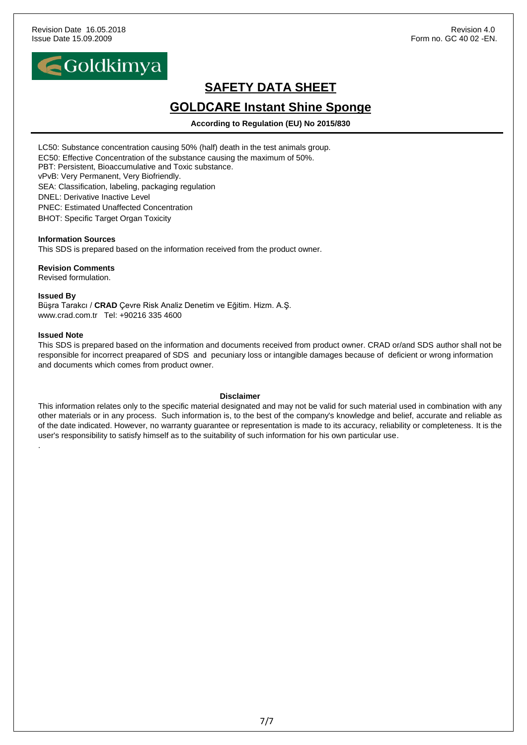LC50: Substance concentration causing 50% (half) death in the test animals group.
EC50: Effective Concentration of the substance causing the maximum of 50%.
PBT: Persistent, Bioaccumulative and Toxic substance.
vPvB: Very Permanent, Very Biofriendly.
SEA: Classification, labeling, packaging regulation
DNEL: Derivative Inactive Level
PNEC: Estimated Unaffected Concentration
BHOT: Specific Target Organ Toxicity

**Information Sources**
This SDS is prepared based on the information received from the product owner.

**Revision Comments**
Revised formulation.

**Issued By**
Büşra Tarakcı / **CRAD** Çevre Risk Analiz Denetim ve Eğitim. Hizm. A.Ş.
www.crad.com.tr Tel: +90216 335 4600

**Issued Note**
This SDS is prepared based on the information and documents received from product owner. CRAD or/and SDS author shall not be responsible for incorrect preapared of SDS and pecuniary loss or intangible damages because of deficient or wrong information and documents which comes from product owner.

**Disclaimer**

This information relates only to the specific material designated and may not be valid for such material used in combination with any other materials or in any process. Such information is, to the best of the company's knowledge and belief, accurate and reliable as of the date indicated. However, no warranty guarantee or representation is made to its accuracy, reliability or completeness. It is the user's responsibility to satisfy himself as to the suitability of such information for his own particular use.

.